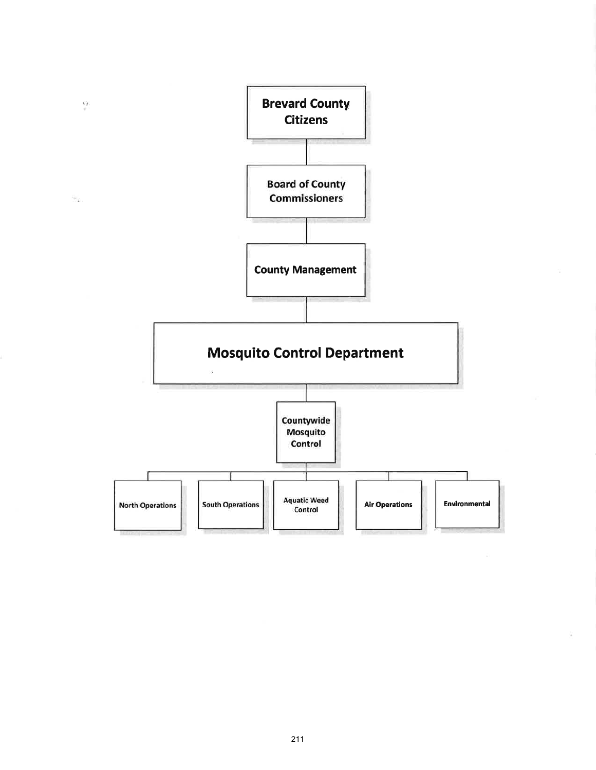Brevard County Citizens

Board of County Commissioners

County Management

**Mosquito Control Department**

Countywide Mosquito Control

- North Operations
- South Operations
- Aquatic Weed Control
- Air Operations
- Environmental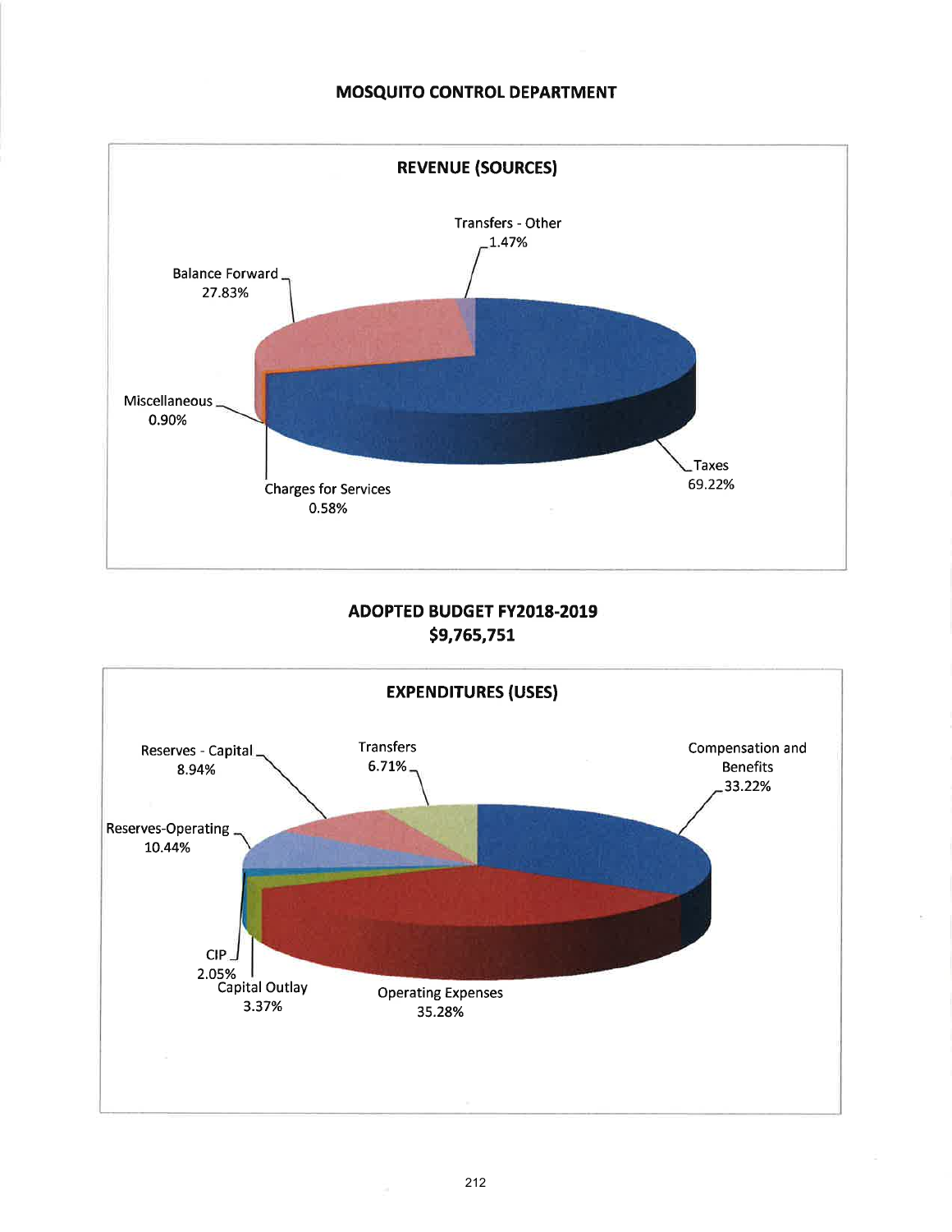## MOSQUITO CONTROL DEPARTMENT

### REVENUE (SOURCES)

| Source | Percentage |
|---|---|
| Taxes | 69.22% |
| Balance Forward | 27.83% |
| Transfers - Other | 1.47% |
| Miscellaneous | 0.90% |
| Charges for Services | 0.58% |

### ADOPTED BUDGET FY2018-2019
### $9,765,751

### EXPENDITURES (USES)

| Use | Percentage |
|---|---|
| Compensation and Benefits | 33.22% |
| Operating Expenses | 35.28% |
| Capital Outlay | 3.37% |
| CIP | 2.05% |
| Reserves-Operating | 10.44% |
| Reserves - Capital | 8.94% |
| Transfers | 6.71% |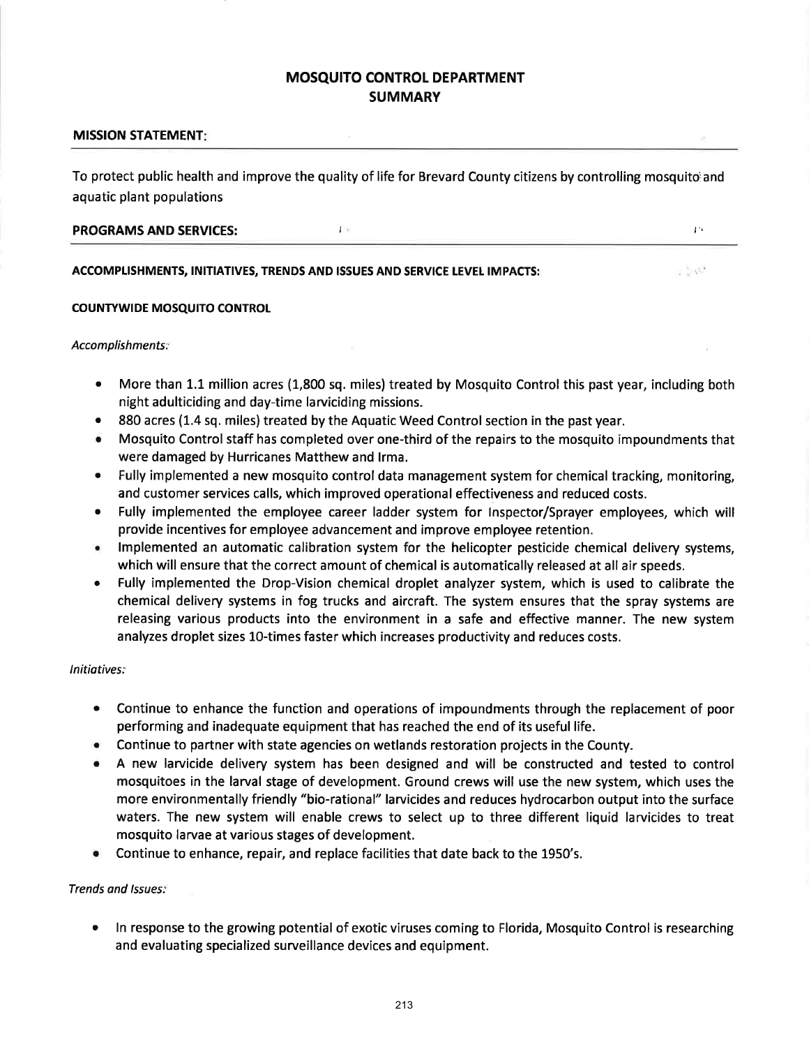# MOSQUITO CONTROL DEPARTMENT
## SUMMARY

**MISSION STATEMENT:**

To protect public health and improve the quality of life for Brevard County citizens by controlling mosquito and aquatic plant populations

**PROGRAMS AND SERVICES:**

**ACCOMPLISHMENTS, INITIATIVES, TRENDS AND ISSUES AND SERVICE LEVEL IMPACTS:**

**COUNTYWIDE MOSQUITO CONTROL**

*Accomplishments:*

- More than 1.1 million acres (1,800 sq. miles) treated by Mosquito Control this past year, including both night adulticiding and day-time larviciding missions.
- 880 acres (1.4 sq. miles) treated by the Aquatic Weed Control section in the past year.
- Mosquito Control staff has completed over one-third of the repairs to the mosquito impoundments that were damaged by Hurricanes Matthew and Irma.
- Fully implemented a new mosquito control data management system for chemical tracking, monitoring, and customer services calls, which improved operational effectiveness and reduced costs.
- Fully implemented the employee career ladder system for Inspector/Sprayer employees, which will provide incentives for employee advancement and improve employee retention.
- Implemented an automatic calibration system for the helicopter pesticide chemical delivery systems, which will ensure that the correct amount of chemical is automatically released at all air speeds.
- Fully implemented the Drop-Vision chemical droplet analyzer system, which is used to calibrate the chemical delivery systems in fog trucks and aircraft. The system ensures that the spray systems are releasing various products into the environment in a safe and effective manner. The new system analyzes droplet sizes 10-times faster which increases productivity and reduces costs.

*Initiatives:*

- Continue to enhance the function and operations of impoundments through the replacement of poor performing and inadequate equipment that has reached the end of its useful life.
- Continue to partner with state agencies on wetlands restoration projects in the County.
- A new larvicide delivery system has been designed and will be constructed and tested to control mosquitoes in the larval stage of development. Ground crews will use the new system, which uses the more environmentally friendly "bio-rational" larvicides and reduces hydrocarbon output into the surface waters. The new system will enable crews to select up to three different liquid larvicides to treat mosquito larvae at various stages of development.
- Continue to enhance, repair, and replace facilities that date back to the 1950's.

*Trends and Issues:*

- In response to the growing potential of exotic viruses coming to Florida, Mosquito Control is researching and evaluating specialized surveillance devices and equipment.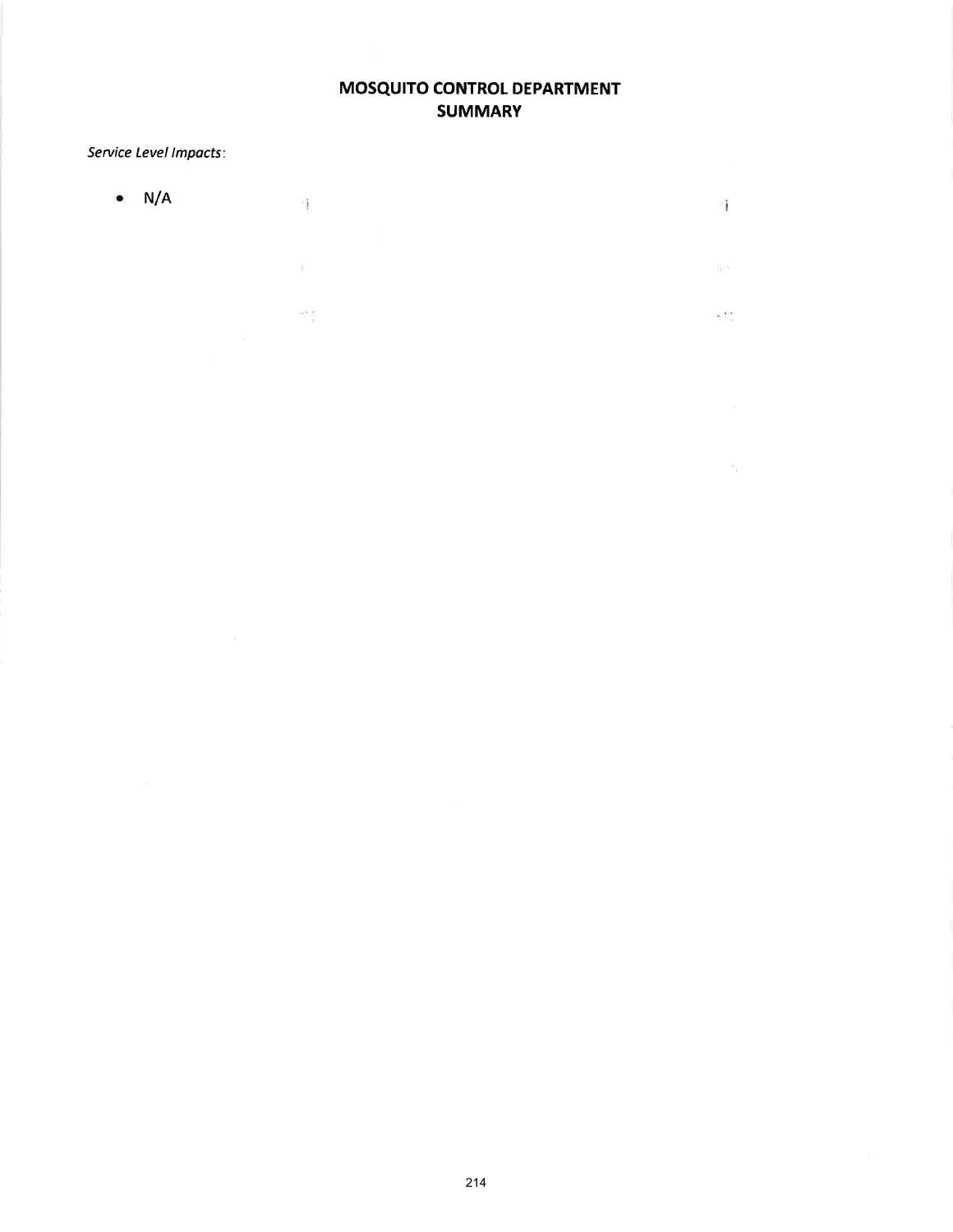# MOSQUITO CONTROL DEPARTMENT
## SUMMARY

*Service Level Impacts*:

- N/A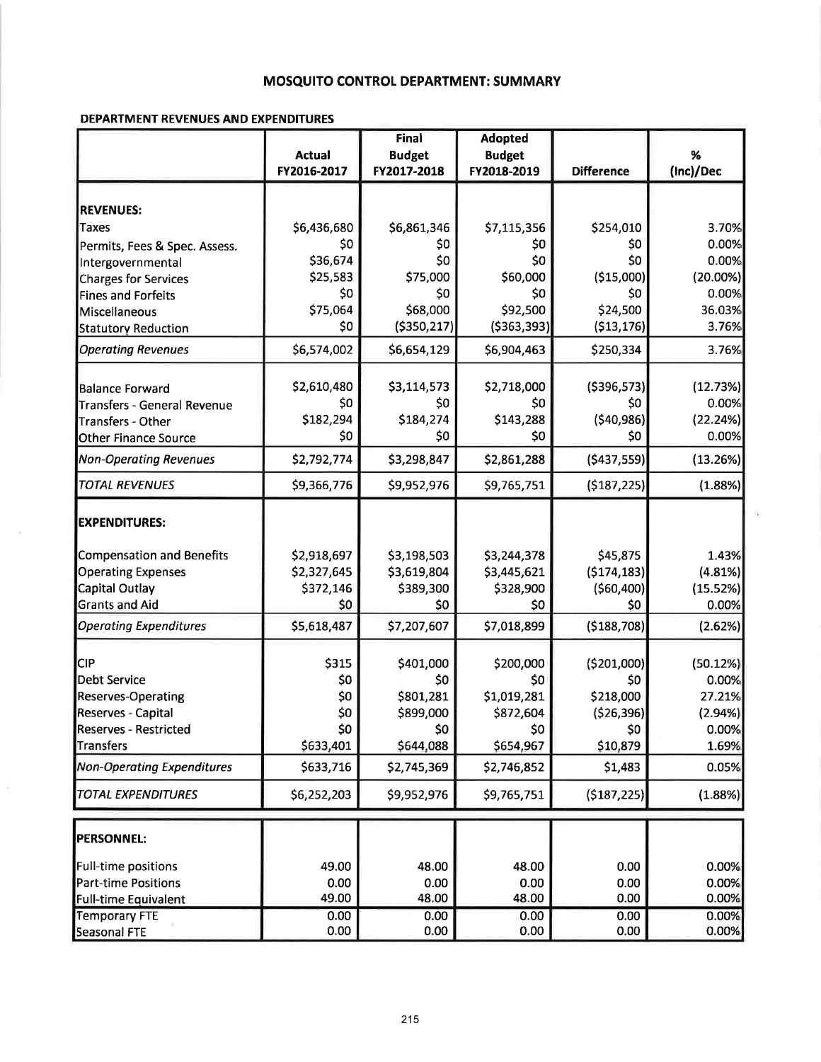# MOSQUITO CONTROL DEPARTMENT: SUMMARY

### DEPARTMENT REVENUES AND EXPENDITURES

| | Actual FY2016-2017 | Final Budget FY2017-2018 | Adopted Budget FY2018-2019 | Difference | % (Inc)/Dec |
|---|---|---|---|---|---|
| **REVENUES:** | | | | | |
| Taxes | $6,436,680 | $6,861,346 | $7,115,356 | $254,010 | 3.70% |
| Permits, Fees & Spec. Assess. | $0 | $0 | $0 | $0 | 0.00% |
| Intergovernmental | $36,674 | $0 | $0 | $0 | 0.00% |
| Charges for Services | $25,583 | $75,000 | $60,000 | ($15,000) | (20.00%) |
| Fines and Forfeits | $0 | $0 | $0 | $0 | 0.00% |
| Miscellaneous | $75,064 | $68,000 | $92,500 | $24,500 | 36.03% |
| Statutory Reduction | $0 | ($350,217) | ($363,393) | ($13,176) | 3.76% |
| *Operating Revenues* | $6,574,002 | $6,654,129 | $6,904,463 | $250,334 | 3.76% |
| Balance Forward | $2,610,480 | $3,114,573 | $2,718,000 | ($396,573) | (12.73%) |
| Transfers - General Revenue | $0 | $0 | $0 | $0 | 0.00% |
| Transfers - Other | $182,294 | $184,274 | $143,288 | ($40,986) | (22.24%) |
| Other Finance Source | $0 | $0 | $0 | $0 | 0.00% |
| *Non-Operating Revenues* | $2,792,774 | $3,298,847 | $2,861,288 | ($437,559) | (13.26%) |
| *TOTAL REVENUES* | $9,366,776 | $9,952,976 | $9,765,751 | ($187,225) | (1.88%) |
| **EXPENDITURES:** | | | | | |
| Compensation and Benefits | $2,918,697 | $3,198,503 | $3,244,378 | $45,875 | 1.43% |
| Operating Expenses | $2,327,645 | $3,619,804 | $3,445,621 | ($174,183) | (4.81%) |
| Capital Outlay | $372,146 | $389,300 | $328,900 | ($60,400) | (15.52%) |
| Grants and Aid | $0 | $0 | $0 | $0 | 0.00% |
| *Operating Expenditures* | $5,618,487 | $7,207,607 | $7,018,899 | ($188,708) | (2.62%) |
| CIP | $315 | $401,000 | $200,000 | ($201,000) | (50.12%) |
| Debt Service | $0 | $0 | $0 | $0 | 0.00% |
| Reserves-Operating | $0 | $801,281 | $1,019,281 | $218,000 | 27.21% |
| Reserves - Capital | $0 | $899,000 | $872,604 | ($26,396) | (2.94%) |
| Reserves - Restricted | $0 | $0 | $0 | $0 | 0.00% |
| Transfers | $633,401 | $644,088 | $654,967 | $10,879 | 1.69% |
| *Non-Operating Expenditures* | $633,716 | $2,745,369 | $2,746,852 | $1,483 | 0.05% |
| *TOTAL EXPENDITURES* | $6,252,203 | $9,952,976 | $9,765,751 | ($187,225) | (1.88%) |

| | | | | | |
|---|---|---|---|---|---|
| **PERSONNEL:** | | | | | |
| Full-time positions | 49.00 | 48.00 | 48.00 | 0.00 | 0.00% |
| Part-time Positions | 0.00 | 0.00 | 0.00 | 0.00 | 0.00% |
| Full-time Equivalent | 49.00 | 48.00 | 48.00 | 0.00 | 0.00% |
| Temporary FTE | 0.00 | 0.00 | 0.00 | 0.00 | 0.00% |
| Seasonal FTE | 0.00 | 0.00 | 0.00 | 0.00 | 0.00% |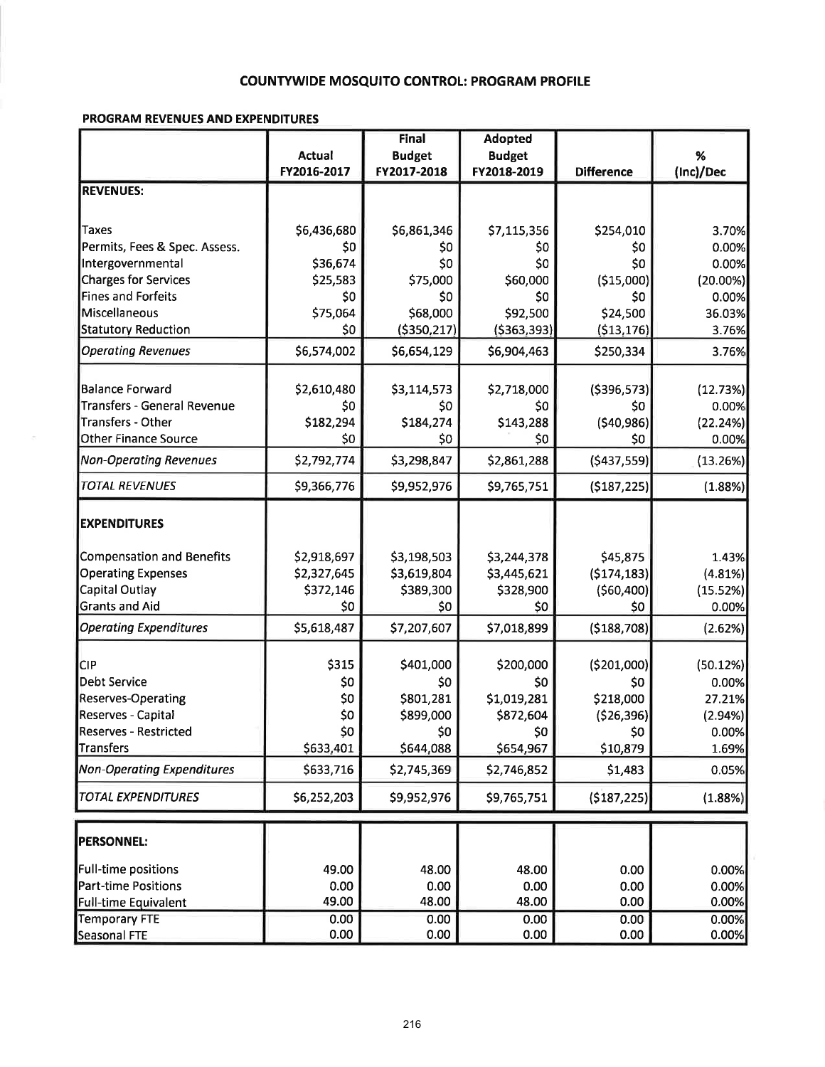# COUNTYWIDE MOSQUITO CONTROL: PROGRAM PROFILE

## PROGRAM REVENUES AND EXPENDITURES

| | Actual FY2016-2017 | Final Budget FY2017-2018 | Adopted Budget FY2018-2019 | Difference | % (Inc)/Dec |
|---|---|---|---|---|---|
| **REVENUES:** | | | | | |
| Taxes | $6,436,680 | $6,861,346 | $7,115,356 | $254,010 | 3.70% |
| Permits, Fees & Spec. Assess. | $0 | $0 | $0 | $0 | 0.00% |
| Intergovernmental | $36,674 | $0 | $0 | $0 | 0.00% |
| Charges for Services | $25,583 | $75,000 | $60,000 | ($15,000) | (20.00%) |
| Fines and Forfeits | $0 | $0 | $0 | $0 | 0.00% |
| Miscellaneous | $75,064 | $68,000 | $92,500 | $24,500 | 36.03% |
| Statutory Reduction | $0 | ($350,217) | ($363,393) | ($13,176) | 3.76% |
| *Operating Revenues* | $6,574,002 | $6,654,129 | $6,904,463 | $250,334 | 3.76% |
| Balance Forward | $2,610,480 | $3,114,573 | $2,718,000 | ($396,573) | (12.73%) |
| Transfers - General Revenue | $0 | $0 | $0 | $0 | 0.00% |
| Transfers - Other | $182,294 | $184,274 | $143,288 | ($40,986) | (22.24%) |
| Other Finance Source | $0 | $0 | $0 | $0 | 0.00% |
| *Non-Operating Revenues* | $2,792,774 | $3,298,847 | $2,861,288 | ($437,559) | (13.26%) |
| *TOTAL REVENUES* | $9,366,776 | $9,952,976 | $9,765,751 | ($187,225) | (1.88%) |
| **EXPENDITURES** | | | | | |
| Compensation and Benefits | $2,918,697 | $3,198,503 | $3,244,378 | $45,875 | 1.43% |
| Operating Expenses | $2,327,645 | $3,619,804 | $3,445,621 | ($174,183) | (4.81%) |
| Capital Outlay | $372,146 | $389,300 | $328,900 | ($60,400) | (15.52%) |
| Grants and Aid | $0 | $0 | $0 | $0 | 0.00% |
| *Operating Expenditures* | $5,618,487 | $7,207,607 | $7,018,899 | ($188,708) | (2.62%) |
| CIP | $315 | $401,000 | $200,000 | ($201,000) | (50.12%) |
| Debt Service | $0 | $0 | $0 | $0 | 0.00% |
| Reserves-Operating | $0 | $801,281 | $1,019,281 | $218,000 | 27.21% |
| Reserves - Capital | $0 | $899,000 | $872,604 | ($26,396) | (2.94%) |
| Reserves - Restricted | $0 | $0 | $0 | $0 | 0.00% |
| Transfers | $633,401 | $644,088 | $654,967 | $10,879 | 1.69% |
| *Non-Operating Expenditures* | $633,716 | $2,745,369 | $2,746,852 | $1,483 | 0.05% |
| *TOTAL EXPENDITURES* | $6,252,203 | $9,952,976 | $9,765,751 | ($187,225) | (1.88%) |

| | Actual FY2016-2017 | Final Budget FY2017-2018 | Adopted Budget FY2018-2019 | Difference | % (Inc)/Dec |
|---|---|---|---|---|---|
| **PERSONNEL:** | | | | | |
| Full-time positions | 49.00 | 48.00 | 48.00 | 0.00 | 0.00% |
| Part-time Positions | 0.00 | 0.00 | 0.00 | 0.00 | 0.00% |
| Full-time Equivalent | 49.00 | 48.00 | 48.00 | 0.00 | 0.00% |
| Temporary FTE | 0.00 | 0.00 | 0.00 | 0.00 | 0.00% |
| Seasonal FTE | 0.00 | 0.00 | 0.00 | 0.00 | 0.00% |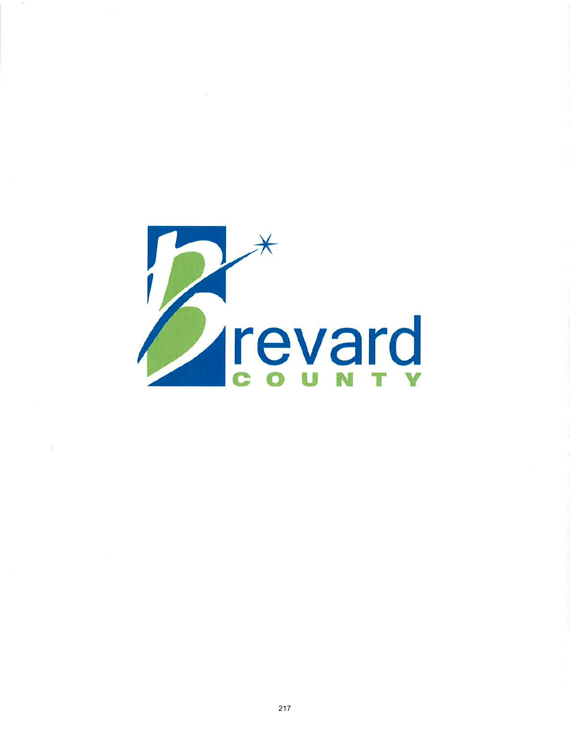Brevard

COUNTY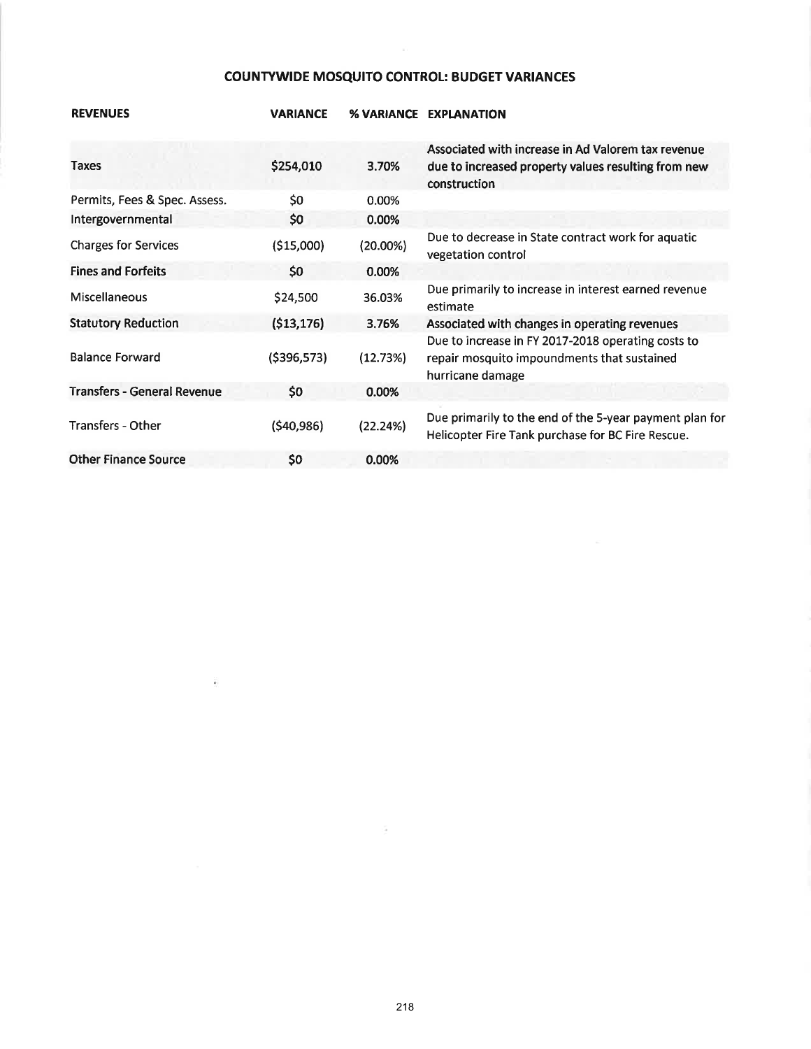# COUNTYWIDE MOSQUITO CONTROL: BUDGET VARIANCES

| REVENUES | VARIANCE | % VARIANCE | EXPLANATION |
|---|---|---|---|
| Taxes | $254,010 | 3.70% | Associated with increase in Ad Valorem tax revenue due to increased property values resulting from new construction |
| Permits, Fees & Spec. Assess. | $0 | 0.00% | |
| Intergovernmental | $0 | 0.00% | |
| Charges for Services | ($15,000) | (20.00%) | Due to decrease in State contract work for aquatic vegetation control |
| Fines and Forfeits | $0 | 0.00% | |
| Miscellaneous | $24,500 | 36.03% | Due primarily to increase in interest earned revenue estimate |
| Statutory Reduction | ($13,176) | 3.76% | Associated with changes in operating revenues |
| Balance Forward | ($396,573) | (12.73%) | Due to increase in FY 2017-2018 operating costs to repair mosquito impoundments that sustained hurricane damage |
| Transfers - General Revenue | $0 | 0.00% | |
| Transfers - Other | ($40,986) | (22.24%) | Due primarily to the end of the 5-year payment plan for Helicopter Fire Tank purchase for BC Fire Rescue. |
| Other Finance Source | $0 | 0.00% | |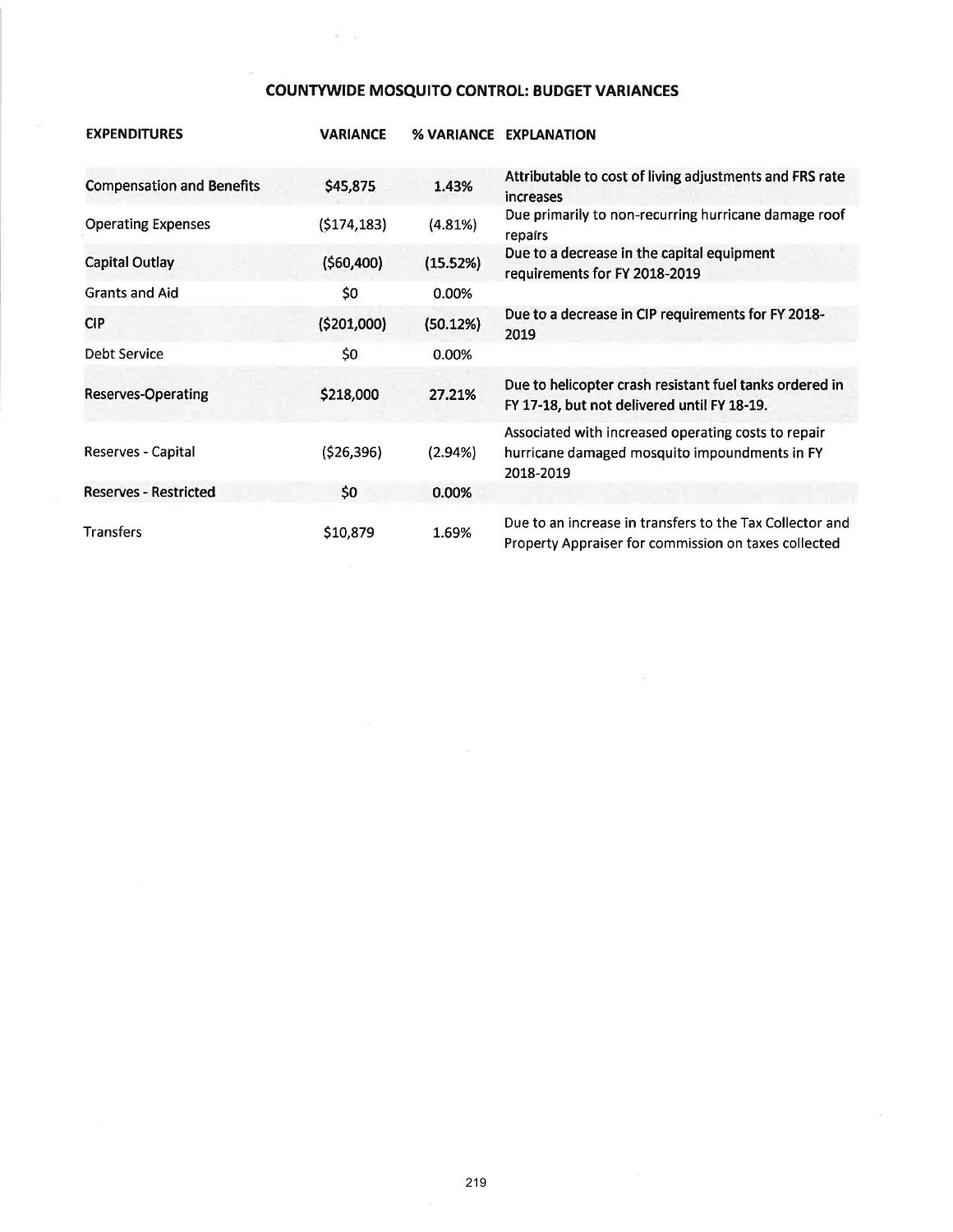## COUNTYWIDE MOSQUITO CONTROL: BUDGET VARIANCES

| EXPENDITURES | VARIANCE | % VARIANCE | EXPLANATION |
|---|---|---|---|
| Compensation and Benefits | $45,875 | 1.43% | Attributable to cost of living adjustments and FRS rate increases |
| Operating Expenses | ($174,183) | (4.81%) | Due primarily to non-recurring hurricane damage roof repairs |
| Capital Outlay | ($60,400) | (15.52%) | Due to a decrease in the capital equipment requirements for FY 2018-2019 |
| Grants and Aid | $0 | 0.00% | |
| CIP | ($201,000) | (50.12%) | Due to a decrease in CIP requirements for FY 2018-2019 |
| Debt Service | $0 | 0.00% | |
| Reserves-Operating | $218,000 | 27.21% | Due to helicopter crash resistant fuel tanks ordered in FY 17-18, but not delivered until FY 18-19. |
| Reserves - Capital | ($26,396) | (2.94%) | Associated with increased operating costs to repair hurricane damaged mosquito impoundments in FY 2018-2019 |
| Reserves - Restricted | $0 | 0.00% | |
| Transfers | $10,879 | 1.69% | Due to an increase in transfers to the Tax Collector and Property Appraiser for commission on taxes collected |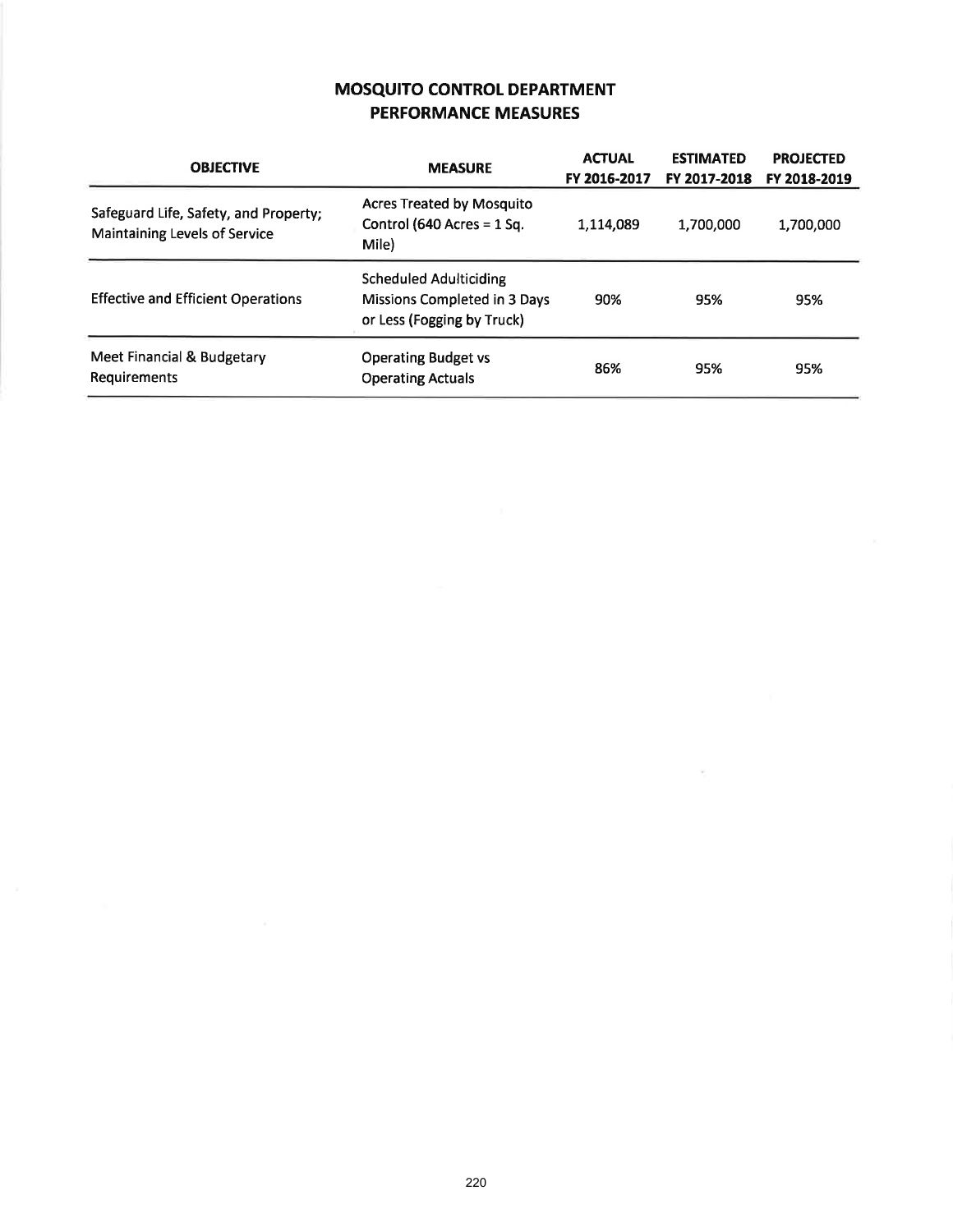# MOSQUITO CONTROL DEPARTMENT
## PERFORMANCE MEASURES

| OBJECTIVE | MEASURE | ACTUAL FY 2016-2017 | ESTIMATED FY 2017-2018 | PROJECTED FY 2018-2019 |
|---|---|---|---|---|
| Safeguard Life, Safety, and Property; Maintaining Levels of Service | Acres Treated by Mosquito Control (640 Acres = 1 Sq. Mile) | 1,114,089 | 1,700,000 | 1,700,000 |
| Effective and Efficient Operations | Scheduled Adulticiding Missions Completed in 3 Days or Less (Fogging by Truck) | 90% | 95% | 95% |
| Meet Financial & Budgetary Requirements | Operating Budget vs Operating Actuals | 86% | 95% | 95% |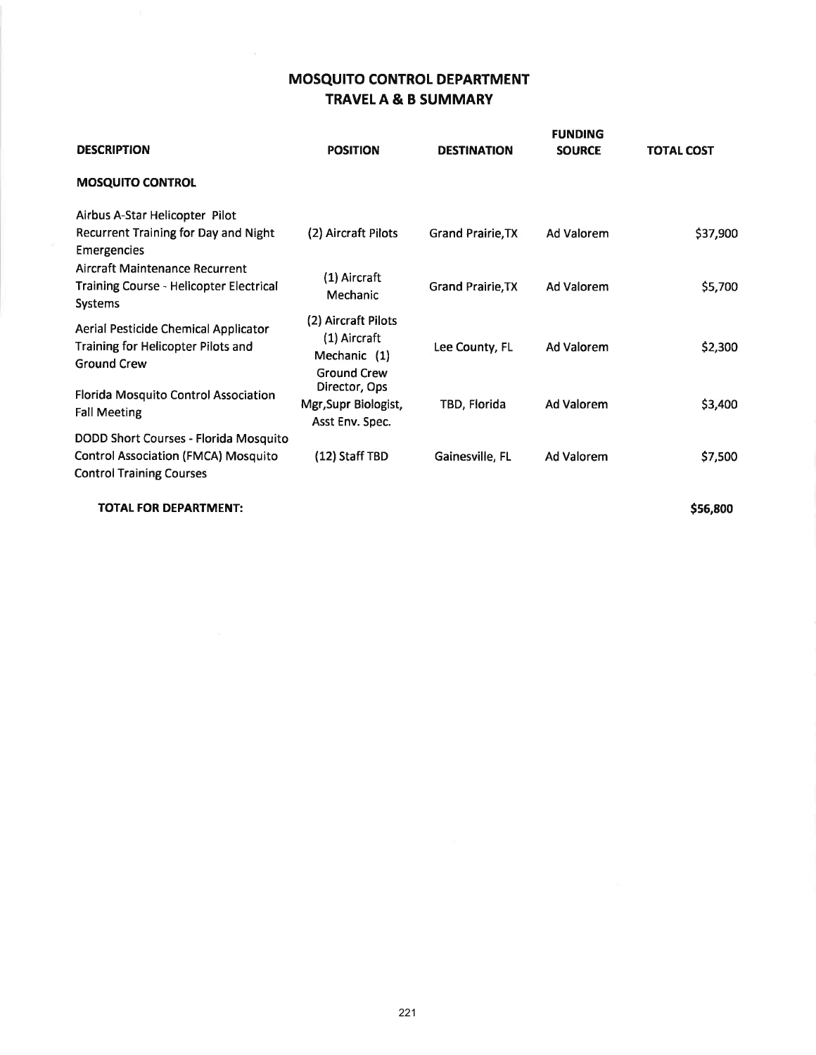# MOSQUITO CONTROL DEPARTMENT
## TRAVEL A & B SUMMARY

| DESCRIPTION | POSITION | DESTINATION | FUNDING SOURCE | TOTAL COST |
|---|---|---|---|---|
| **MOSQUITO CONTROL** | | | | |
| Airbus A-Star Helicopter Pilot Recurrent Training for Day and Night Emergencies | (2) Aircraft Pilots | Grand Prairie,TX | Ad Valorem | $37,900 |
| Aircraft Maintenance Recurrent Training Course - Helicopter Electrical Systems | (1) Aircraft Mechanic | Grand Prairie,TX | Ad Valorem | $5,700 |
| Aerial Pesticide Chemical Applicator Training for Helicopter Pilots and Ground Crew | (2) Aircraft Pilots (1) Aircraft Mechanic (1) Ground Crew | Lee County, FL | Ad Valorem | $2,300 |
| Florida Mosquito Control Association Fall Meeting | Director, Ops Mgr,Supr Biologist, Asst Env. Spec. | TBD, Florida | Ad Valorem | $3,400 |
| DODD Short Courses - Florida Mosquito Control Association (FMCA) Mosquito Control Training Courses | (12) Staff TBD | Gainesville, FL | Ad Valorem | $7,500 |
| **TOTAL FOR DEPARTMENT:** | | | | **$56,800** |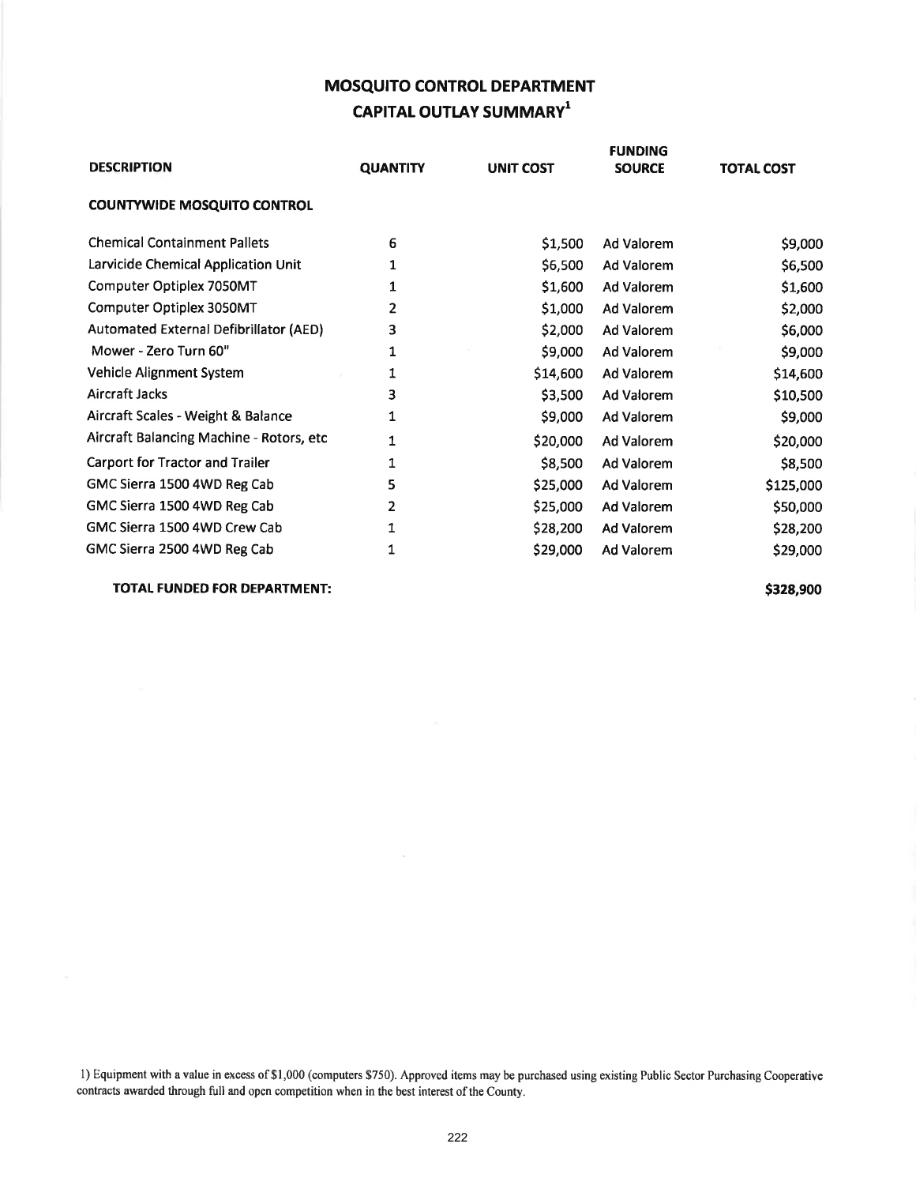# MOSQUITO CONTROL DEPARTMENT
## CAPITAL OUTLAY SUMMARY[1]

| DESCRIPTION | QUANTITY | UNIT COST | FUNDING SOURCE | TOTAL COST |
|---|---|---|---|---|
| **COUNTYWIDE MOSQUITO CONTROL** | | | | |
| Chemical Containment Pallets | 6 | $1,500 | Ad Valorem | $9,000 |
| Larvicide Chemical Application Unit | 1 | $6,500 | Ad Valorem | $6,500 |
| Computer Optiplex 7050MT | 1 | $1,600 | Ad Valorem | $1,600 |
| Computer Optiplex 3050MT | 2 | $1,000 | Ad Valorem | $2,000 |
| Automated External Defibrillator (AED) | 3 | $2,000 | Ad Valorem | $6,000 |
| Mower - Zero Turn 60" | 1 | $9,000 | Ad Valorem | $9,000 |
| Vehicle Alignment System | 1 | $14,600 | Ad Valorem | $14,600 |
| Aircraft Jacks | 3 | $3,500 | Ad Valorem | $10,500 |
| Aircraft Scales - Weight & Balance | 1 | $9,000 | Ad Valorem | $9,000 |
| Aircraft Balancing Machine - Rotors, etc | 1 | $20,000 | Ad Valorem | $20,000 |
| Carport for Tractor and Trailer | 1 | $8,500 | Ad Valorem | $8,500 |
| GMC Sierra 1500 4WD Reg Cab | 5 | $25,000 | Ad Valorem | $125,000 |
| GMC Sierra 1500 4WD Reg Cab | 2 | $25,000 | Ad Valorem | $50,000 |
| GMC Sierra 1500 4WD Crew Cab | 1 | $28,200 | Ad Valorem | $28,200 |
| GMC Sierra 2500 4WD Reg Cab | 1 | $29,000 | Ad Valorem | $29,000 |
| **TOTAL FUNDED FOR DEPARTMENT:** | | | | **$328,900** |

1) Equipment with a value in excess of $1,000 (computers $750). Approved items may be purchased using existing Public Sector Purchasing Cooperative contracts awarded through full and open competition when in the best interest of the County.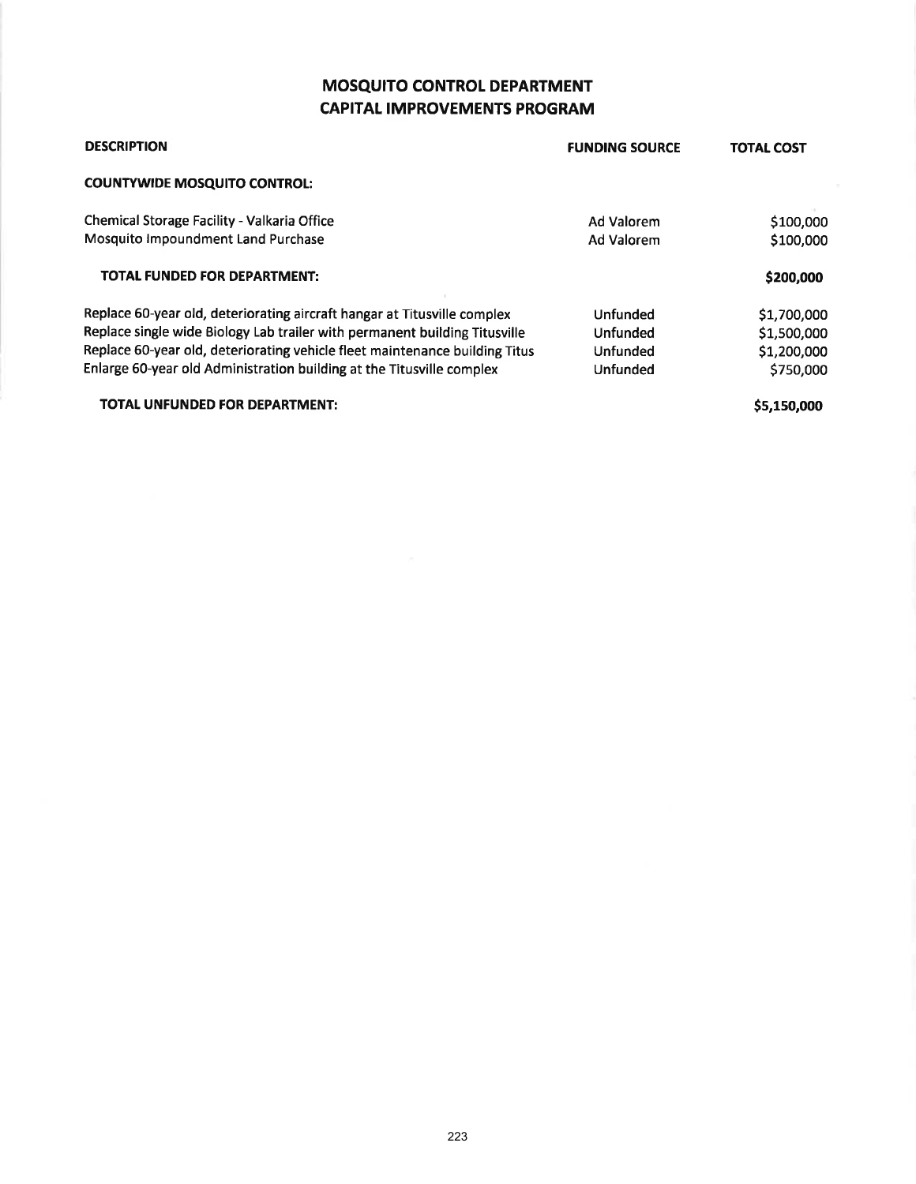# MOSQUITO CONTROL DEPARTMENT
## CAPITAL IMPROVEMENTS PROGRAM

| DESCRIPTION | FUNDING SOURCE | TOTAL COST |
|---|---|---|
| **COUNTYWIDE MOSQUITO CONTROL:** | | |
| Chemical Storage Facility - Valkaria Office | Ad Valorem | $100,000 |
| Mosquito Impoundment Land Purchase | Ad Valorem | $100,000 |
| **TOTAL FUNDED FOR DEPARTMENT:** | | **$200,000** |
| Replace 60-year old, deteriorating aircraft hangar at Titusville complex | Unfunded | $1,700,000 |
| Replace single wide Biology Lab trailer with permanent building Titusville | Unfunded | $1,500,000 |
| Replace 60-year old, deteriorating vehicle fleet maintenance building Titus | Unfunded | $1,200,000 |
| Enlarge 60-year old Administration building at the Titusville complex | Unfunded | $750,000 |
| **TOTAL UNFUNDED FOR DEPARTMENT:** | | **$5,150,000** |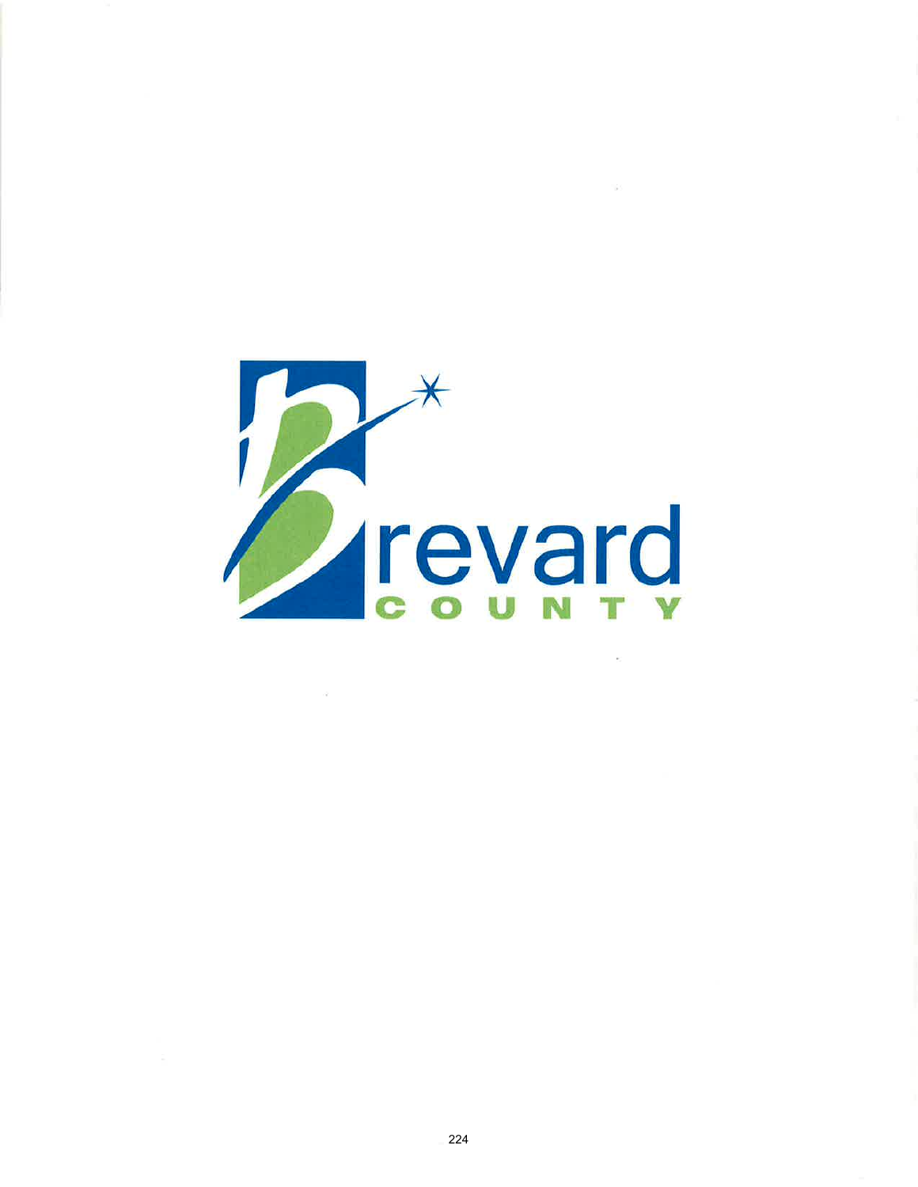Brevard COUNTY